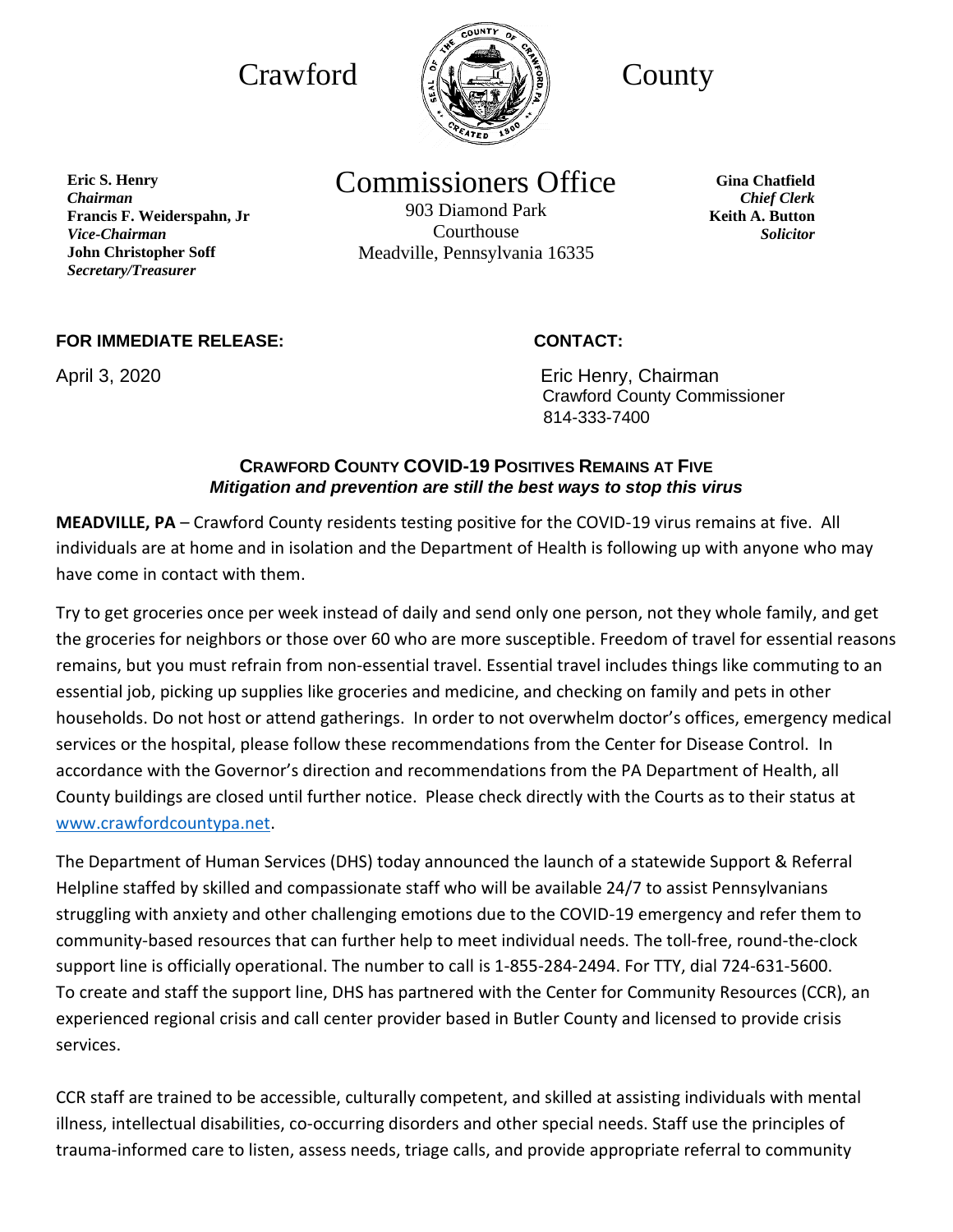# Crawford County

## Commissioners Office

903 Diamond Park
Courthouse
Meadville, Pennsylvania 16335

**Eric S. Henry**
***Chairman***
**Francis F. Weiderspahn, Jr**
***Vice-Chairman***
**John Christopher Soff**
***Secretary/Treasurer***

**Gina Chatfield**
***Chief Clerk***
**Keith A. Button**
***Solicitor***

**FOR IMMEDIATE RELEASE:**

April 3, 2020

**CONTACT:**

Eric Henry, Chairman
Crawford County Commissioner
814-333-7400

### CRAWFORD COUNTY COVID-19 POSITIVES REMAINS AT FIVE

***Mitigation and prevention are still the best ways to stop this virus***

**MEADVILLE, PA** – Crawford County residents testing positive for the COVID-19 virus remains at five. All individuals are at home and in isolation and the Department of Health is following up with anyone who may have come in contact with them.

Try to get groceries once per week instead of daily and send only one person, not they whole family, and get the groceries for neighbors or those over 60 who are more susceptible. Freedom of travel for essential reasons remains, but you must refrain from non-essential travel. Essential travel includes things like commuting to an essential job, picking up supplies like groceries and medicine, and checking on family and pets in other households. Do not host or attend gatherings. In order to not overwhelm doctor's offices, emergency medical services or the hospital, please follow these recommendations from the Center for Disease Control. In accordance with the Governor's direction and recommendations from the PA Department of Health, all County buildings are closed until further notice. Please check directly with the Courts as to their status at www.crawfordcountypa.net.

The Department of Human Services (DHS) today announced the launch of a statewide Support & Referral Helpline staffed by skilled and compassionate staff who will be available 24/7 to assist Pennsylvanians struggling with anxiety and other challenging emotions due to the COVID-19 emergency and refer them to community-based resources that can further help to meet individual needs. The toll-free, round-the-clock support line is officially operational. The number to call is 1-855-284-2494. For TTY, dial 724-631-5600. To create and staff the support line, DHS has partnered with the Center for Community Resources (CCR), an experienced regional crisis and call center provider based in Butler County and licensed to provide crisis services.

CCR staff are trained to be accessible, culturally competent, and skilled at assisting individuals with mental illness, intellectual disabilities, co-occurring disorders and other special needs. Staff use the principles of trauma-informed care to listen, assess needs, triage calls, and provide appropriate referral to community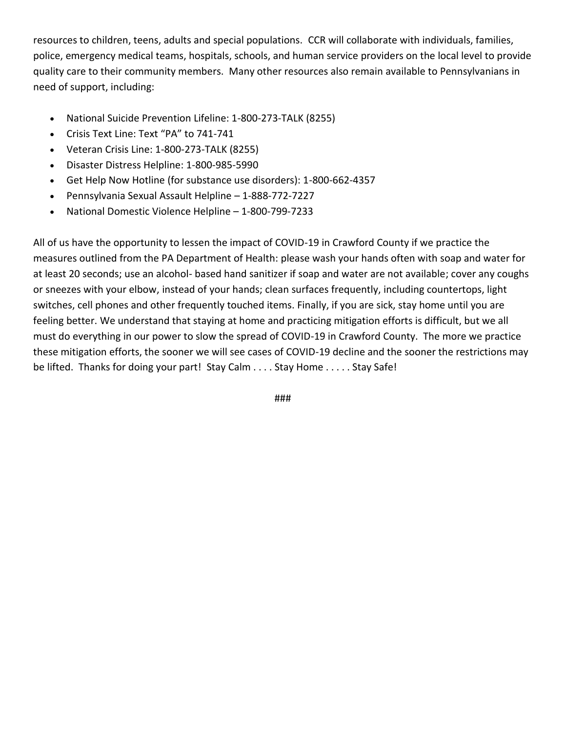resources to children, teens, adults and special populations. CCR will collaborate with individuals, families, police, emergency medical teams, hospitals, schools, and human service providers on the local level to provide quality care to their community members. Many other resources also remain available to Pennsylvanians in need of support, including:

- National Suicide Prevention Lifeline: 1-800-273-TALK (8255)
- Crisis Text Line: Text "PA" to 741-741
- Veteran Crisis Line: 1-800-273-TALK (8255)
- Disaster Distress Helpline: 1-800-985-5990
- Get Help Now Hotline (for substance use disorders): 1-800-662-4357
- Pennsylvania Sexual Assault Helpline – 1-888-772-7227
- National Domestic Violence Helpline – 1-800-799-7233

All of us have the opportunity to lessen the impact of COVID-19 in Crawford County if we practice the measures outlined from the PA Department of Health: please wash your hands often with soap and water for at least 20 seconds; use an alcohol- based hand sanitizer if soap and water are not available; cover any coughs or sneezes with your elbow, instead of your hands; clean surfaces frequently, including countertops, light switches, cell phones and other frequently touched items. Finally, if you are sick, stay home until you are feeling better. We understand that staying at home and practicing mitigation efforts is difficult, but we all must do everything in our power to slow the spread of COVID-19 in Crawford County. The more we practice these mitigation efforts, the sooner we will see cases of COVID-19 decline and the sooner the restrictions may be lifted. Thanks for doing your part! Stay Calm . . . . Stay Home . . . . . Stay Safe!

###